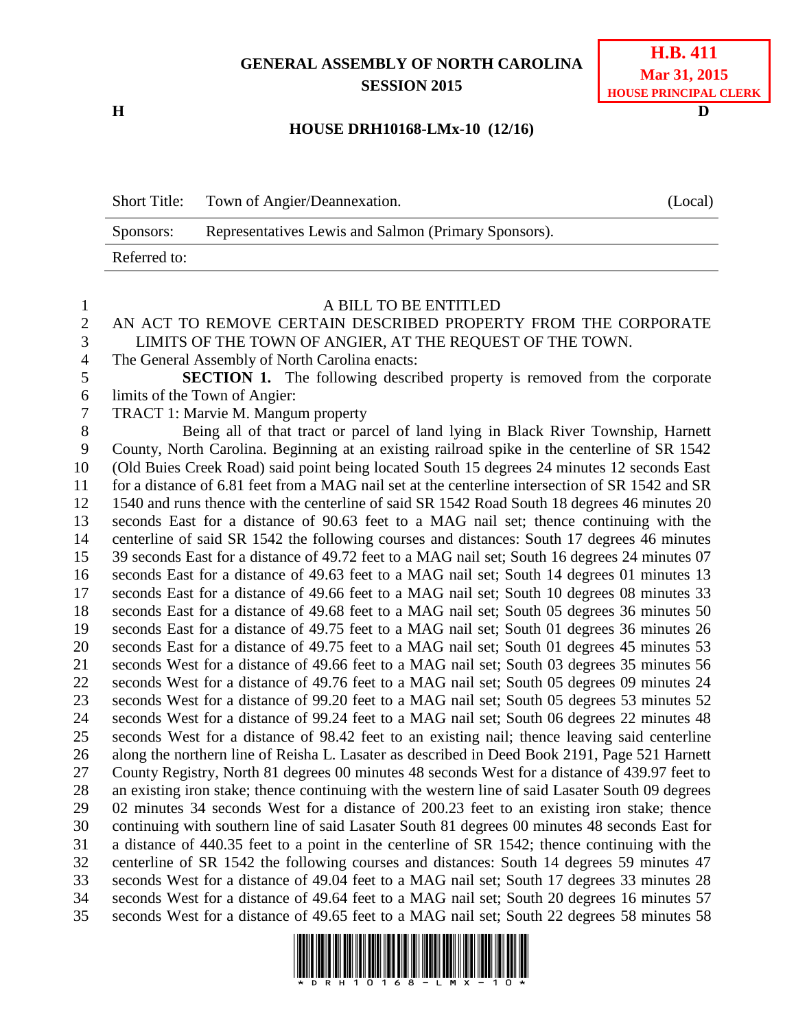**GENERAL ASSEMBLY OF NORTH CAROLINA**
**SESSION 2015**

**H.B. 411**
**Mar 31, 2015**
**HOUSE PRINCIPAL CLERK**

**H** **D**

**HOUSE DRH10168-LMx-10 (12/16)**

| | | |
|---|---|---|
| Short Title: | Town of Angier/Deannexation. | (Local) |
| Sponsors: | Representatives Lewis and Salmon (Primary Sponsors). | |
| Referred to: | | |

A BILL TO BE ENTITLED

AN ACT TO REMOVE CERTAIN DESCRIBED PROPERTY FROM THE CORPORATE LIMITS OF THE TOWN OF ANGIER, AT THE REQUEST OF THE TOWN.

The General Assembly of North Carolina enacts:

**SECTION 1.** The following described property is removed from the corporate limits of the Town of Angier:

TRACT 1: Marvie M. Mangum property

Being all of that tract or parcel of land lying in Black River Township, Harnett County, North Carolina. Beginning at an existing railroad spike in the centerline of SR 1542 (Old Buies Creek Road) said point being located South 15 degrees 24 minutes 12 seconds East for a distance of 6.81 feet from a MAG nail set at the centerline intersection of SR 1542 and SR 1540 and runs thence with the centerline of said SR 1542 Road South 18 degrees 46 minutes 20 seconds East for a distance of 90.63 feet to a MAG nail set; thence continuing with the centerline of said SR 1542 the following courses and distances: South 17 degrees 46 minutes 39 seconds East for a distance of 49.72 feet to a MAG nail set; South 16 degrees 24 minutes 07 seconds East for a distance of 49.63 feet to a MAG nail set; South 14 degrees 01 minutes 13 seconds East for a distance of 49.66 feet to a MAG nail set; South 10 degrees 08 minutes 33 seconds East for a distance of 49.68 feet to a MAG nail set; South 05 degrees 36 minutes 50 seconds East for a distance of 49.75 feet to a MAG nail set; South 01 degrees 36 minutes 26 seconds East for a distance of 49.75 feet to a MAG nail set; South 01 degrees 45 minutes 53 seconds West for a distance of 49.66 feet to a MAG nail set; South 03 degrees 35 minutes 56 seconds West for a distance of 49.76 feet to a MAG nail set; South 05 degrees 09 minutes 24 seconds West for a distance of 99.20 feet to a MAG nail set; South 05 degrees 53 minutes 52 seconds West for a distance of 99.24 feet to a MAG nail set; South 06 degrees 22 minutes 48 seconds West for a distance of 98.42 feet to an existing nail; thence leaving said centerline along the northern line of Reisha L. Lasater as described in Deed Book 2191, Page 521 Harnett County Registry, North 81 degrees 00 minutes 48 seconds West for a distance of 439.97 feet to an existing iron stake; thence continuing with the western line of said Lasater South 09 degrees 02 minutes 34 seconds West for a distance of 200.23 feet to an existing iron stake; thence continuing with southern line of said Lasater South 81 degrees 00 minutes 48 seconds East for a distance of 440.35 feet to a point in the centerline of SR 1542; thence continuing with the centerline of SR 1542 the following courses and distances: South 14 degrees 59 minutes 47 seconds West for a distance of 49.04 feet to a MAG nail set; South 17 degrees 33 minutes 28 seconds West for a distance of 49.64 feet to a MAG nail set; South 20 degrees 16 minutes 57 seconds West for a distance of 49.65 feet to a MAG nail set; South 22 degrees 58 minutes 58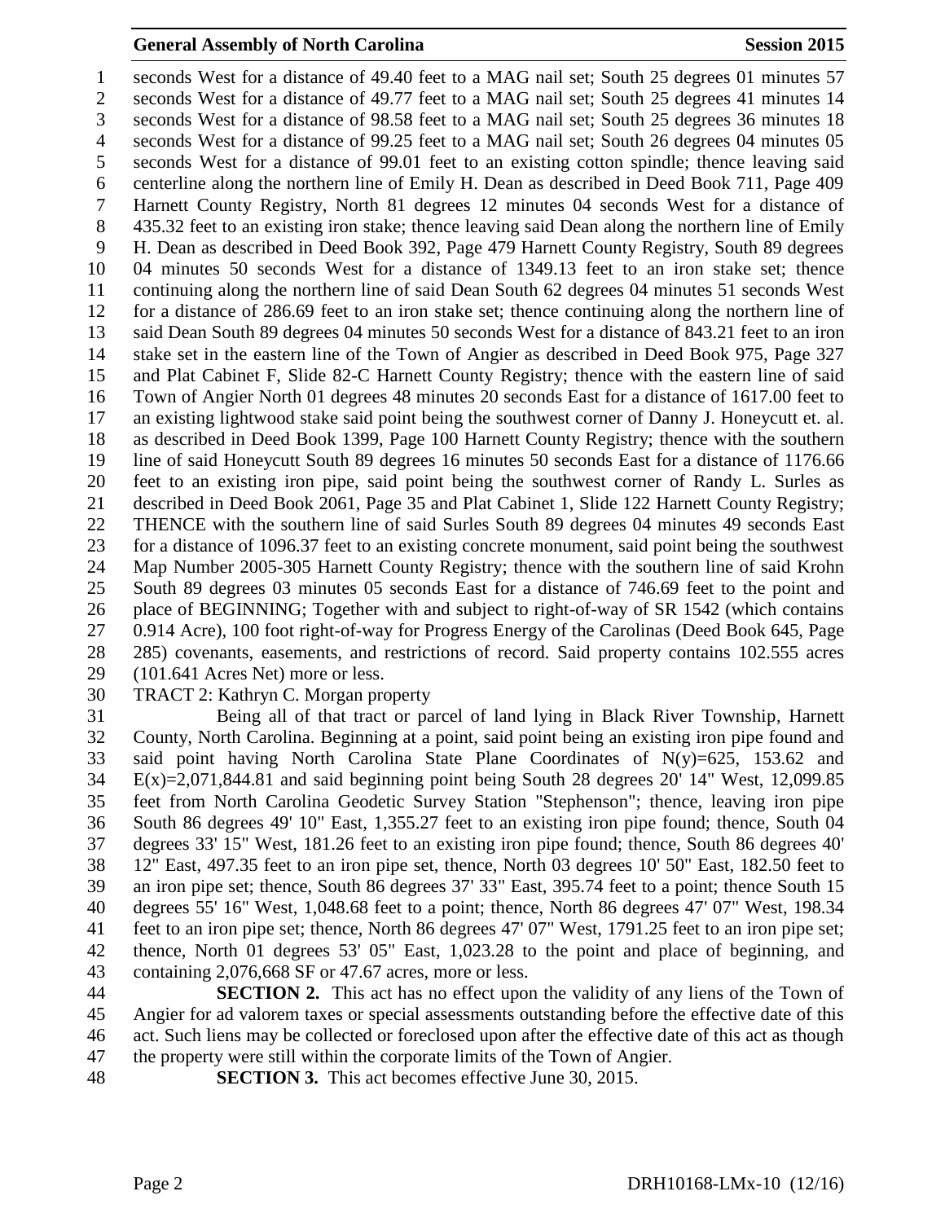seconds West for a distance of 49.40 feet to a MAG nail set; South 25 degrees 01 minutes 57 seconds West for a distance of 49.77 feet to a MAG nail set; South 25 degrees 41 minutes 14 seconds West for a distance of 98.58 feet to a MAG nail set; South 25 degrees 36 minutes 18 seconds West for a distance of 99.25 feet to a MAG nail set; South 26 degrees 04 minutes 05 seconds West for a distance of 99.01 feet to an existing cotton spindle; thence leaving said centerline along the northern line of Emily H. Dean as described in Deed Book 711, Page 409 Harnett County Registry, North 81 degrees 12 minutes 04 seconds West for a distance of 435.32 feet to an existing iron stake; thence leaving said Dean along the northern line of Emily H. Dean as described in Deed Book 392, Page 479 Harnett County Registry, South 89 degrees 04 minutes 50 seconds West for a distance of 1349.13 feet to an iron stake set; thence continuing along the northern line of said Dean South 62 degrees 04 minutes 51 seconds West for a distance of 286.69 feet to an iron stake set; thence continuing along the northern line of said Dean South 89 degrees 04 minutes 50 seconds West for a distance of 843.21 feet to an iron stake set in the eastern line of the Town of Angier as described in Deed Book 975, Page 327 and Plat Cabinet F, Slide 82-C Harnett County Registry; thence with the eastern line of said Town of Angier North 01 degrees 48 minutes 20 seconds East for a distance of 1617.00 feet to an existing lightwood stake said point being the southwest corner of Danny J. Honeycutt et. al. as described in Deed Book 1399, Page 100 Harnett County Registry; thence with the southern line of said Honeycutt South 89 degrees 16 minutes 50 seconds East for a distance of 1176.66 feet to an existing iron pipe, said point being the southwest corner of Randy L. Surles as described in Deed Book 2061, Page 35 and Plat Cabinet 1, Slide 122 Harnett County Registry; THENCE with the southern line of said Surles South 89 degrees 04 minutes 49 seconds East for a distance of 1096.37 feet to an existing concrete monument, said point being the southwest Map Number 2005-305 Harnett County Registry; thence with the southern line of said Krohn South 89 degrees 03 minutes 05 seconds East for a distance of 746.69 feet to the point and place of BEGINNING; Together with and subject to right-of-way of SR 1542 (which contains 0.914 Acre), 100 foot right-of-way for Progress Energy of the Carolinas (Deed Book 645, Page 285) covenants, easements, and restrictions of record. Said property contains 102.555 acres (101.641 Acres Net) more or less.

TRACT 2: Kathryn C. Morgan property

Being all of that tract or parcel of land lying in Black River Township, Harnett County, North Carolina. Beginning at a point, said point being an existing iron pipe found and said point having North Carolina State Plane Coordinates of N(y)=625, 153.62 and E(x)=2,071,844.81 and said beginning point being South 28 degrees 20' 14" West, 12,099.85 feet from North Carolina Geodetic Survey Station "Stephenson"; thence, leaving iron pipe South 86 degrees 49' 10" East, 1,355.27 feet to an existing iron pipe found; thence, South 04 degrees 33' 15" West, 181.26 feet to an existing iron pipe found; thence, South 86 degrees 40' 12" East, 497.35 feet to an iron pipe set, thence, North 03 degrees 10' 50" East, 182.50 feet to an iron pipe set; thence, South 86 degrees 37' 33" East, 395.74 feet to a point; thence South 15 degrees 55' 16" West, 1,048.68 feet to a point; thence, North 86 degrees 47' 07" West, 198.34 feet to an iron pipe set; thence, North 86 degrees 47' 07" West, 1791.25 feet to an iron pipe set; thence, North 01 degrees 53' 05" East, 1,023.28 to the point and place of beginning, and containing 2,076,668 SF or 47.67 acres, more or less.

**SECTION 2.** This act has no effect upon the validity of any liens of the Town of Angier for ad valorem taxes or special assessments outstanding before the effective date of this act. Such liens may be collected or foreclosed upon after the effective date of this act as though the property were still within the corporate limits of the Town of Angier.

**SECTION 3.** This act becomes effective June 30, 2015.